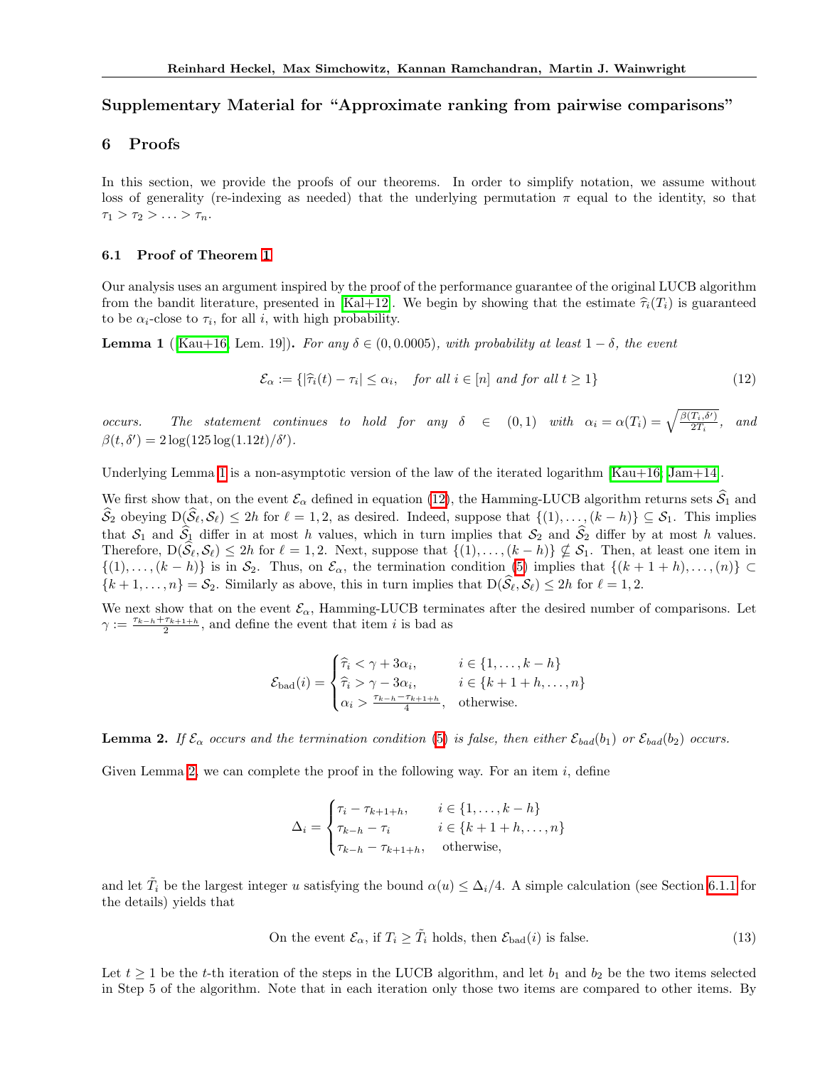## Supplementary Material for "Approximate ranking from pairwise comparisons"

## 6 Proofs

In this section, we provide the proofs of our theorems. In order to simplify notation, we assume without loss of generality (re-indexing as needed) that the underlying permutation $\pi$ equal to the identity, so that $\tau_1 > \tau_2 > \ldots > \tau_n$.

### 6.1 Proof of Theorem 1

Our analysis uses an argument inspired by the proof of the performance guarantee of the original LUCB algorithm from the bandit literature, presented in [Kal+12]. We begin by showing that the estimate $\widehat{\tau}_i(T_i)$ is guaranteed to be $\alpha_i$-close to $\tau_i$, for all $i$, with high probability.

**Lemma 1** ([Kau+16, Lem. 19])**.** *For any $\delta \in (0, 0.0005)$, with probability at least $1-\delta$, the event*

$$\mathcal{E}_\alpha := \{|\widehat{\tau}_i(t) - \tau_i| \leq \alpha_i, \quad \text{for all } i \in [n] \text{ and for all } t \geq 1\} \tag{12}$$

*occurs. The statement continues to hold for any $\delta \in (0,1)$ with $\alpha_i = \alpha(T_i) = \sqrt{\frac{\beta(T_i,\delta')}{2T_i}}$, and $\beta(t,\delta') = 2\log(125\log(1.12t)/\delta')$.*

Underlying Lemma 1 is a non-asymptotic version of the law of the iterated logarithm [Kau+16; Jam+14].

We first show that, on the event $\mathcal{E}_\alpha$ defined in equation (12), the Hamming-LUCB algorithm returns sets $\widehat{\mathcal{S}}_1$ and $\widehat{\mathcal{S}}_2$ obeying $\mathrm{D}(\widehat{\mathcal{S}}_\ell, \mathcal{S}_\ell) \leq 2h$ for $\ell = 1, 2$, as desired. Indeed, suppose that $\{(1), \ldots, (k-h)\} \subseteq \mathcal{S}_1$. This implies that $\mathcal{S}_1$ and $\widehat{\mathcal{S}}_1$ differ in at most $h$ values, which in turn implies that $\mathcal{S}_2$ and $\widehat{\mathcal{S}}_2$ differ by at most $h$ values. Therefore, $\mathrm{D}(\widehat{\mathcal{S}}_\ell, \mathcal{S}_\ell) \leq 2h$ for $\ell = 1, 2$. Next, suppose that $\{(1), \ldots, (k-h)\} \not\subseteq \mathcal{S}_1$. Then, at least one item in $\{(1), \ldots, (k-h)\}$ is in $\mathcal{S}_2$. Thus, on $\mathcal{E}_\alpha$, the termination condition (5) implies that $\{(k+1+h), \ldots, (n)\} \subset \{k+1, \ldots, n\} = \mathcal{S}_2$. Similarly as above, this in turn implies that $\mathrm{D}(\widehat{\mathcal{S}}_\ell, \mathcal{S}_\ell) \leq 2h$ for $\ell = 1, 2$.

We next show that on the event $\mathcal{E}_\alpha$, Hamming-LUCB terminates after the desired number of comparisons. Let $\gamma := \frac{\tau_{k-h} + \tau_{k+1+h}}{2}$, and define the event that item $i$ is bad as

$$\mathcal{E}_{\mathrm{bad}}(i) = \begin{cases} \widehat{\tau}_i < \gamma + 3\alpha_i, & i \in \{1, \ldots, k-h\} \\ \widehat{\tau}_i > \gamma - 3\alpha_i, & i \in \{k+1+h, \ldots, n\} \\ \alpha_i > \frac{\tau_{k-h} - \tau_{k+1+h}}{4}, & \text{otherwise.} \end{cases}$$

**Lemma 2.** *If $\mathcal{E}_\alpha$ occurs and the termination condition (5) is false, then either $\mathcal{E}_{bad}(b_1)$ or $\mathcal{E}_{bad}(b_2)$ occurs.*

Given Lemma 2, we can complete the proof in the following way. For an item $i$, define

$$\Delta_i = \begin{cases} \tau_i - \tau_{k+1+h}, & i \in \{1, \ldots, k-h\} \\ \tau_{k-h} - \tau_i & i \in \{k+1+h, \ldots, n\} \\ \tau_{k-h} - \tau_{k+1+h}, & \text{otherwise,} \end{cases}$$

and let $\tilde{T}_i$ be the largest integer $u$ satisfying the bound $\alpha(u) \leq \Delta_i/4$. A simple calculation (see Section 6.1.1 for the details) yields that

$$\text{On the event } \mathcal{E}_\alpha\text{, if } T_i \geq \tilde{T}_i \text{ holds, then } \mathcal{E}_{\mathrm{bad}}(i) \text{ is false.} \tag{13}$$

Let $t \geq 1$ be the $t$-th iteration of the steps in the LUCB algorithm, and let $b_1$ and $b_2$ be the two items selected in Step 5 of the algorithm. Note that in each iteration only those two items are compared to other items. By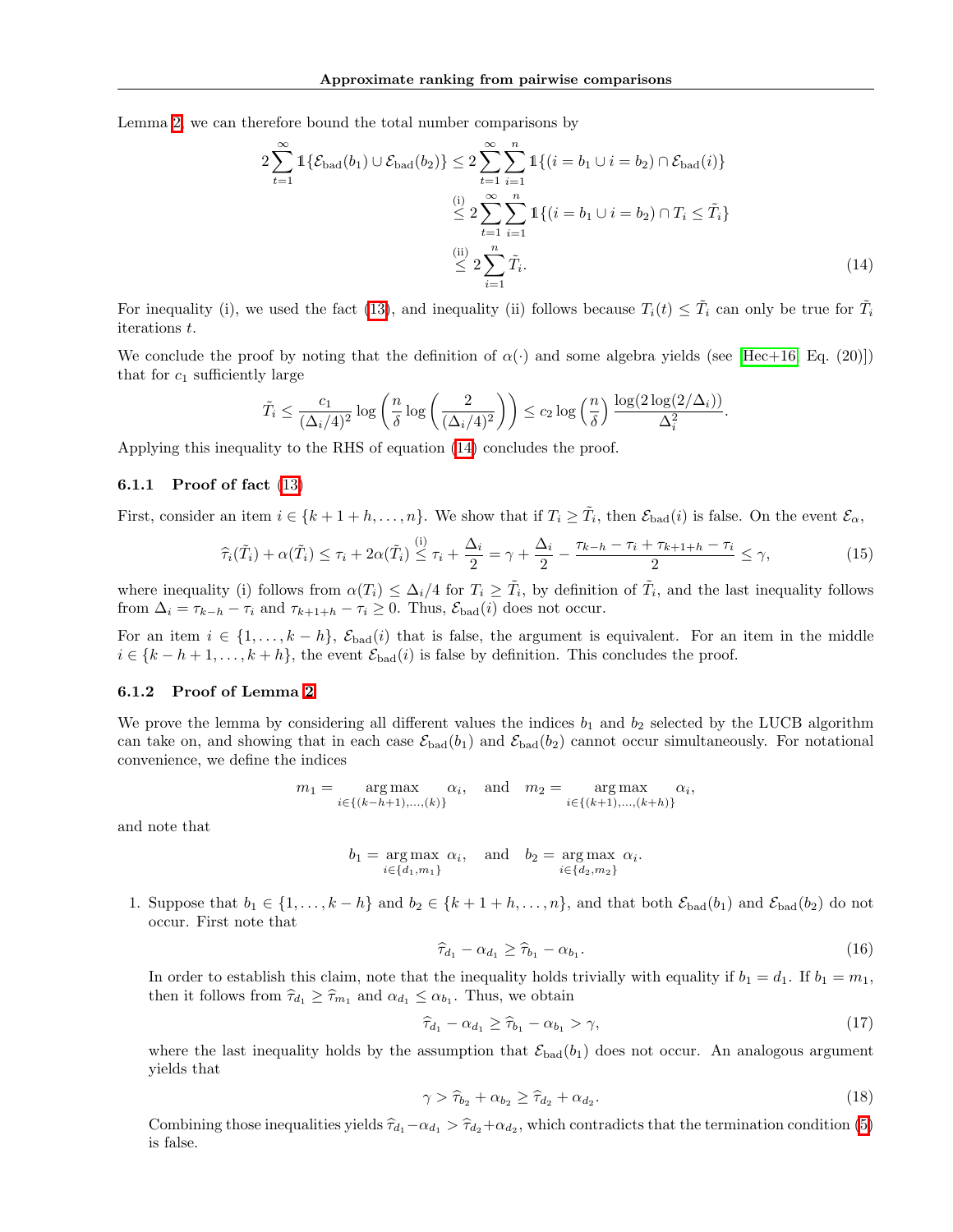Lemma 2, we can therefore bound the total number comparisons by

$$
\begin{aligned}
2\sum_{t=1}^{\infty} \mathbb{1}\{\mathcal{E}_{\mathrm{bad}}(b_1) \cup \mathcal{E}_{\mathrm{bad}}(b_2)\} &\leq 2\sum_{t=1}^{\infty}\sum_{i=1}^{n} \mathbb{1}\{(i = b_1 \cup i = b_2) \cap \mathcal{E}_{\mathrm{bad}}(i)\} \\
&\overset{\text{(i)}}{\leq} 2\sum_{t=1}^{\infty}\sum_{i=1}^{n} \mathbb{1}\{(i = b_1 \cup i = b_2) \cap T_i \leq \tilde{T}_i\} \\
&\overset{\text{(ii)}}{\leq} 2\sum_{i=1}^{n} \tilde{T}_i. \qquad (14)
\end{aligned}
$$

For inequality (i), we used the fact (13), and inequality (ii) follows because $T_i(t) \leq \tilde{T}_i$ can only be true for $\tilde{T}_i$ iterations $t$.

We conclude the proof by noting that the definition of $\alpha(\cdot)$ and some algebra yields (see [Hec+16, Eq. (20)]) that for $c_1$ sufficiently large

$$
\tilde{T}_i \leq \frac{c_1}{(\Delta_i/4)^2}\log\left(\frac{n}{\delta}\log\left(\frac{2}{(\Delta_i/4)^2}\right)\right) \leq c_2 \log\left(\frac{n}{\delta}\right)\frac{\log(2\log(2/\Delta_i))}{\Delta_i^2}.
$$

Applying this inequality to the RHS of equation (14) concludes the proof.

#### 6.1.1 Proof of fact (13)

First, consider an item $i \in \{k+1+h, \ldots, n\}$. We show that if $T_i \geq \tilde{T}_i$, then $\mathcal{E}_{\mathrm{bad}}(i)$ is false. On the event $\mathcal{E}_\alpha$,

$$
\widehat{\tau}_i(\tilde{T}_i) + \alpha(\tilde{T}_i) \leq \tau_i + 2\alpha(\tilde{T}_i) \overset{\text{(i)}}{\leq} \tau_i + \frac{\Delta_i}{2} = \gamma + \frac{\Delta_i}{2} - \frac{\tau_{k-h} - \tau_i + \tau_{k+1+h} - \tau_i}{2} \leq \gamma, \qquad (15)
$$

where inequality (i) follows from $\alpha(T_i) \leq \Delta_i/4$ for $T_i \geq \tilde{T}_i$, by definition of $\tilde{T}_i$, and the last inequality follows from $\Delta_i = \tau_{k-h} - \tau_i$ and $\tau_{k+1+h} - \tau_i \geq 0$. Thus, $\mathcal{E}_{\mathrm{bad}}(i)$ does not occur.

For an item $i \in \{1, \ldots, k-h\}$, $\mathcal{E}_{\mathrm{bad}}(i)$ that is false, the argument is equivalent. For an item in the middle $i \in \{k-h+1, \ldots, k+h\}$, the event $\mathcal{E}_{\mathrm{bad}}(i)$ is false by definition. This concludes the proof.

#### 6.1.2 Proof of Lemma 2

We prove the lemma by considering all different values the indices $b_1$ and $b_2$ selected by the LUCB algorithm can take on, and showing that in each case $\mathcal{E}_{\mathrm{bad}}(b_1)$ and $\mathcal{E}_{\mathrm{bad}}(b_2)$ cannot occur simultaneously. For notational convenience, we define the indices

$$
m_1 = \underset{i \in \{(k-h+1), \ldots, (k)\}}{\arg\max}\ \alpha_i, \quad \text{and} \quad m_2 = \underset{i \in \{(k+1), \ldots, (k+h)\}}{\arg\max}\ \alpha_i,
$$

and note that

$$
b_1 = \underset{i \in \{d_1, m_1\}}{\arg\max}\ \alpha_i, \quad \text{and} \quad b_2 = \underset{i \in \{d_2, m_2\}}{\arg\max}\ \alpha_i.
$$

1. Suppose that $b_1 \in \{1, \ldots, k-h\}$ and $b_2 \in \{k+1+h, \ldots, n\}$, and that both $\mathcal{E}_{\mathrm{bad}}(b_1)$ and $\mathcal{E}_{\mathrm{bad}}(b_2)$ do not occur. First note that

$$
\widehat{\tau}_{d_1} - \alpha_{d_1} \geq \widehat{\tau}_{b_1} - \alpha_{b_1}. \qquad (16)
$$

In order to establish this claim, note that the inequality holds trivially with equality if $b_1 = d_1$. If $b_1 = m_1$, then it follows from $\widehat{\tau}_{d_1} \geq \widehat{\tau}_{m_1}$ and $\alpha_{d_1} \leq \alpha_{b_1}$. Thus, we obtain

$$
\widehat{\tau}_{d_1} - \alpha_{d_1} \geq \widehat{\tau}_{b_1} - \alpha_{b_1} > \gamma, \qquad (17)
$$

where the last inequality holds by the assumption that $\mathcal{E}_{\mathrm{bad}}(b_1)$ does not occur. An analogous argument yields that

$$
\gamma > \widehat{\tau}_{b_2} + \alpha_{b_2} \geq \widehat{\tau}_{d_2} + \alpha_{d_2}. \qquad (18)
$$

Combining those inequalities yields $\widehat{\tau}_{d_1} - \alpha_{d_1} > \widehat{\tau}_{d_2} + \alpha_{d_2}$, which contradicts that the termination condition (5) is false.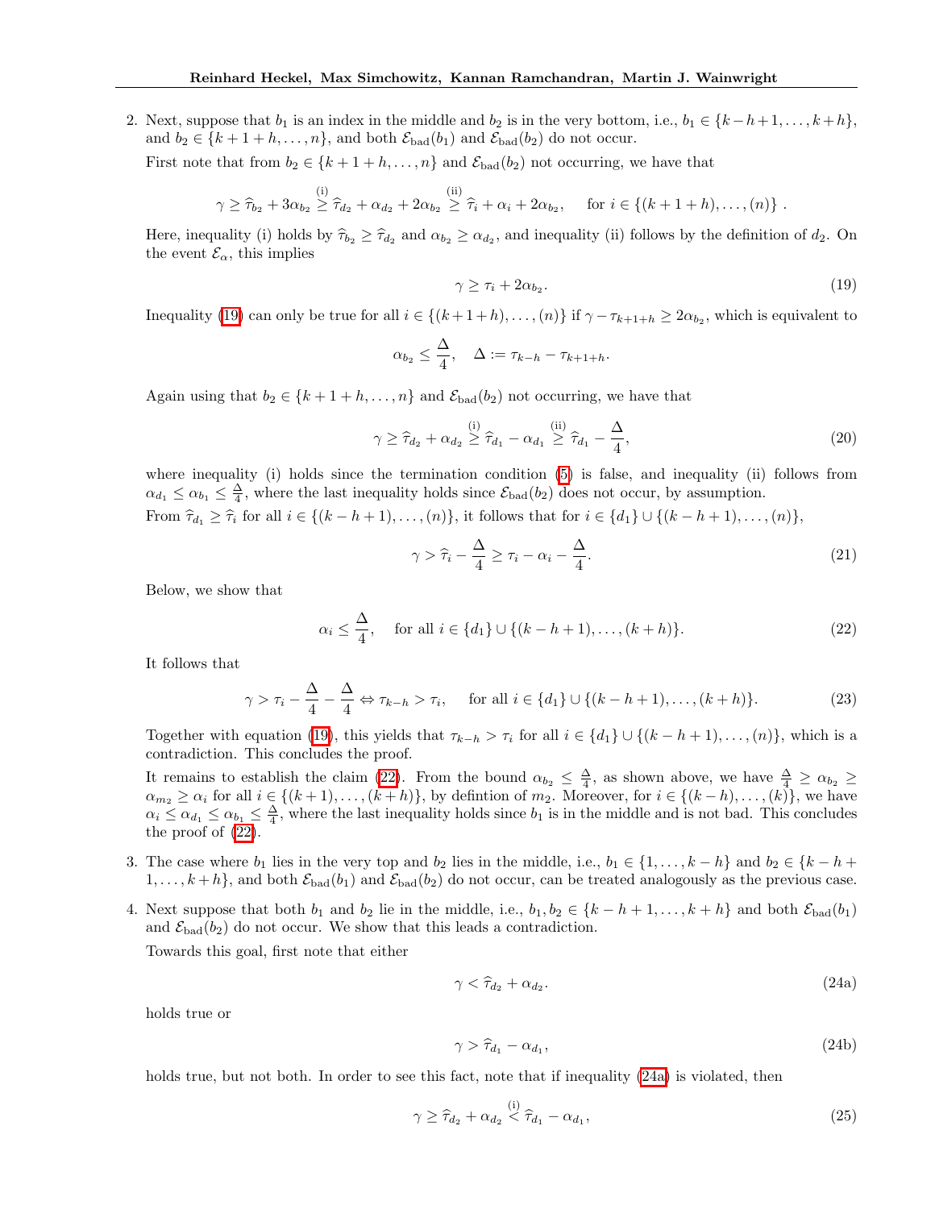2. Next, suppose that $b_1$ is an index in the middle and $b_2$ is in the very bottom, i.e., $b_1 \in \{k-h+1, \ldots, k+h\}$, and $b_2 \in \{k+1+h, \ldots, n\}$, and both $\mathcal{E}_{\mathrm{bad}}(b_1)$ and $\mathcal{E}_{\mathrm{bad}}(b_2)$ do not occur.

   First note that from $b_2 \in \{k+1+h, \ldots, n\}$ and $\mathcal{E}_{\mathrm{bad}}(b_2)$ not occurring, we have that

   $$\gamma \geq \widehat{\tau}_{b_2} + 3\alpha_{b_2} \overset{\text{(i)}}{\geq} \widehat{\tau}_{d_2} + \alpha_{d_2} + 2\alpha_{b_2} \overset{\text{(ii)}}{\geq} \widehat{\tau}_i + \alpha_i + 2\alpha_{b_2}, \quad \text{for } i \in \{(k+1+h), \ldots, (n)\}.$$

   Here, inequality (i) holds by $\widehat{\tau}_{b_2} \geq \widehat{\tau}_{d_2}$ and $\alpha_{b_2} \geq \alpha_{d_2}$, and inequality (ii) follows by the definition of $d_2$. On the event $\mathcal{E}_\alpha$, this implies

   $$\gamma \geq \tau_i + 2\alpha_{b_2}. \tag{19}$$

   Inequality (19) can only be true for all $i \in \{(k+1+h), \ldots, (n)\}$ if $\gamma - \tau_{k+1+h} \geq 2\alpha_{b_2}$, which is equivalent to

   $$\alpha_{b_2} \leq \frac{\Delta}{4}, \quad \Delta := \tau_{k-h} - \tau_{k+1+h}.$$

   Again using that $b_2 \in \{k+1+h, \ldots, n\}$ and $\mathcal{E}_{\mathrm{bad}}(b_2)$ not occurring, we have that

   $$\gamma \geq \widehat{\tau}_{d_2} + \alpha_{d_2} \overset{\text{(i)}}{\geq} \widehat{\tau}_{d_1} - \alpha_{d_1} \overset{\text{(ii)}}{\geq} \widehat{\tau}_{d_1} - \frac{\Delta}{4}, \tag{20}$$

   where inequality (i) holds since the termination condition (5) is false, and inequality (ii) follows from $\alpha_{d_1} \leq \alpha_{b_1} \leq \frac{\Delta}{4}$, where the last inequality holds since $\mathcal{E}_{\mathrm{bad}}(b_2)$ does not occur, by assumption.

   From $\widehat{\tau}_{d_1} \geq \widehat{\tau}_i$ for all $i \in \{(k-h+1), \ldots, (n)\}$, it follows that for $i \in \{d_1\} \cup \{(k-h+1), \ldots, (n)\}$,

   $$\gamma > \widehat{\tau}_i - \frac{\Delta}{4} \geq \tau_i - \alpha_i - \frac{\Delta}{4}. \tag{21}$$

   Below, we show that

   $$\alpha_i \leq \frac{\Delta}{4}, \quad \text{for all } i \in \{d_1\} \cup \{(k-h+1), \ldots, (k+h)\}. \tag{22}$$

   It follows that

   $$\gamma > \tau_i - \frac{\Delta}{4} - \frac{\Delta}{4} \Leftrightarrow \tau_{k-h} > \tau_i, \quad \text{for all } i \in \{d_1\} \cup \{(k-h+1), \ldots, (k+h)\}. \tag{23}$$

   Together with equation (19), this yields that $\tau_{k-h} > \tau_i$ for all $i \in \{d_1\} \cup \{(k-h+1), \ldots, (n)\}$, which is a contradiction. This concludes the proof.

   It remains to establish the claim (22). From the bound $\alpha_{b_2} \leq \frac{\Delta}{4}$, as shown above, we have $\frac{\Delta}{4} \geq \alpha_{b_2} \geq \alpha_{m_2} \geq \alpha_i$ for all $i \in \{(k+1), \ldots, (k+h)\}$, by defintion of $m_2$. Moreover, for $i \in \{(k-h), \ldots, (k)\}$, we have $\alpha_i \leq \alpha_{d_1} \leq \alpha_{b_1} \leq \frac{\Delta}{4}$, where the last inequality holds since $b_1$ is in the middle and is not bad. This concludes the proof of (22).

3. The case where $b_1$ lies in the very top and $b_2$ lies in the middle, i.e., $b_1 \in \{1, \ldots, k-h\}$ and $b_2 \in \{k-h+1, \ldots, k+h\}$, and both $\mathcal{E}_{\mathrm{bad}}(b_1)$ and $\mathcal{E}_{\mathrm{bad}}(b_2)$ do not occur, can be treated analogously as the previous case.

4. Next suppose that both $b_1$ and $b_2$ lie in the middle, i.e., $b_1, b_2 \in \{k-h+1, \ldots, k+h\}$ and both $\mathcal{E}_{\mathrm{bad}}(b_1)$ and $\mathcal{E}_{\mathrm{bad}}(b_2)$ do not occur. We show that this leads a contradiction.

   Towards this goal, first note that either

   $$\gamma < \widehat{\tau}_{d_2} + \alpha_{d_2}. \tag{24a}$$

   holds true or

   $$\gamma > \widehat{\tau}_{d_1} - \alpha_{d_1}, \tag{24b}$$

   holds true, but not both. In order to see this fact, note that if inequality (24a) is violated, then

   $$\gamma \geq \widehat{\tau}_{d_2} + \alpha_{d_2} \overset{\text{(i)}}{<} \widehat{\tau}_{d_1} - \alpha_{d_1}, \tag{25}$$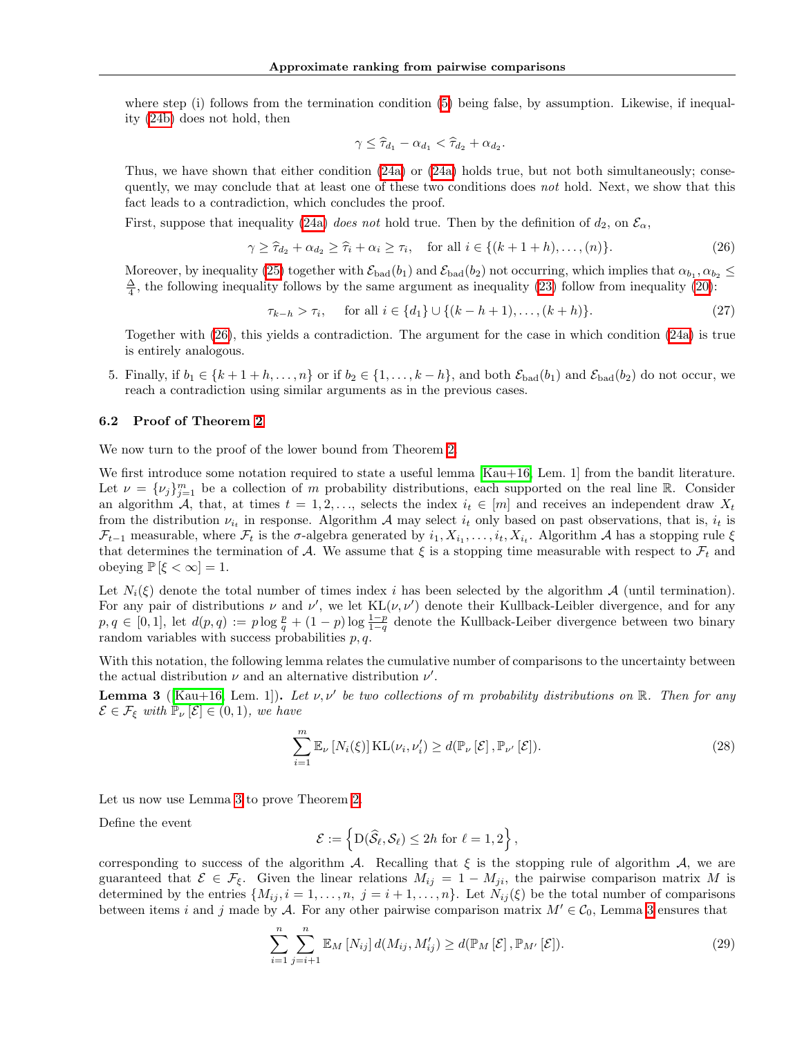where step (i) follows from the termination condition (5) being false, by assumption. Likewise, if inequality (24b) does not hold, then

$$\gamma \leq \widehat{\tau}_{d_1} - \alpha_{d_1} < \widehat{\tau}_{d_2} + \alpha_{d_2}.$$

Thus, we have shown that either condition (24a) or (24a) holds true, but not both simultaneously; consequently, we may conclude that at least one of these two conditions does *not* hold. Next, we show that this fact leads to a contradiction, which concludes the proof.

First, suppose that inequality (24a) *does not* hold true. Then by the definition of $d_2$, on $\mathcal{E}_\alpha$,

$$\gamma \geq \widehat{\tau}_{d_2} + \alpha_{d_2} \geq \widehat{\tau}_i + \alpha_i \geq \tau_i, \quad \text{for all } i \in \{(k+1+h), \ldots, (n)\}. \tag{26}$$

Moreover, by inequality (25) together with $\mathcal{E}_{\text{bad}}(b_1)$ and $\mathcal{E}_{\text{bad}}(b_2)$ not occurring, which implies that $\alpha_{b_1}, \alpha_{b_2} \leq \frac{\Delta}{4}$, the following inequality follows by the same argument as inequality (23) follow from inequality (20):

$$\tau_{k-h} > \tau_i, \quad \text{for all } i \in \{d_1\} \cup \{(k-h+1), \ldots, (k+h)\}. \tag{27}$$

Together with (26), this yields a contradiction. The argument for the case in which condition (24a) is true is entirely analogous.

5. Finally, if $b_1 \in \{k+1+h, \ldots, n\}$ or if $b_2 \in \{1, \ldots, k-h\}$, and both $\mathcal{E}_{\text{bad}}(b_1)$ and $\mathcal{E}_{\text{bad}}(b_2)$ do not occur, we reach a contradiction using similar arguments as in the previous cases.

### 6.2 Proof of Theorem 2

We now turn to the proof of the lower bound from Theorem 2.

We first introduce some notation required to state a useful lemma [Kau+16, Lem. 1] from the bandit literature. Let $\nu = \{\nu_j\}_{j=1}^m$ be a collection of $m$ probability distributions, each supported on the real line $\mathbb{R}$. Consider an algorithm $\mathcal{A}$, that, at times $t = 1, 2, \ldots$, selects the index $i_t \in [m]$ and receives an independent draw $X_t$ from the distribution $\nu_{i_t}$ in response. Algorithm $\mathcal{A}$ may select $i_t$ only based on past observations, that is, $i_t$ is $\mathcal{F}_{t-1}$ measurable, where $\mathcal{F}_t$ is the $\sigma$-algebra generated by $i_1, X_{i_1}, \ldots, i_t, X_{i_t}$. Algorithm $\mathcal{A}$ has a stopping rule $\xi$ that determines the termination of $\mathcal{A}$. We assume that $\xi$ is a stopping time measurable with respect to $\mathcal{F}_t$ and obeying $\mathbb{P}[\xi < \infty] = 1$.

Let $N_i(\xi)$ denote the total number of times index $i$ has been selected by the algorithm $\mathcal{A}$ (until termination). For any pair of distributions $\nu$ and $\nu'$, we let $\text{KL}(\nu, \nu')$ denote their Kullback-Leibler divergence, and for any $p, q \in [0,1]$, let $d(p,q) := p \log \frac{p}{q} + (1-p) \log \frac{1-p}{1-q}$ denote the Kullback-Leiber divergence between two binary random variables with success probabilities $p, q$.

With this notation, the following lemma relates the cumulative number of comparisons to the uncertainty between the actual distribution $\nu$ and an alternative distribution $\nu'$.

**Lemma 3** ([Kau+16, Lem. 1]). *Let $\nu, \nu'$ be two collections of $m$ probability distributions on $\mathbb{R}$. Then for any $\mathcal{E} \in \mathcal{F}_\xi$ with $\mathbb{P}_\nu[\mathcal{E}] \in (0,1)$, we have*

$$\sum_{i=1}^{m} \mathbb{E}_\nu [N_i(\xi)] \, \text{KL}(\nu_i, \nu_i') \geq d(\mathbb{P}_\nu[\mathcal{E}], \mathbb{P}_{\nu'}[\mathcal{E}]). \tag{28}$$

Let us now use Lemma 3 to prove Theorem 2.

Define the event

$$\mathcal{E} := \left\{ \text{D}(\widehat{\mathcal{S}}_\ell, \mathcal{S}_\ell) \leq 2h \text{ for } \ell = 1, 2 \right\},$$

corresponding to success of the algorithm $\mathcal{A}$. Recalling that $\xi$ is the stopping rule of algorithm $\mathcal{A}$, we are guaranteed that $\mathcal{E} \in \mathcal{F}_\xi$. Given the linear relations $M_{ij} = 1 - M_{ji}$, the pairwise comparison matrix $M$ is determined by the entries $\{M_{ij}, i = 1, \ldots, n, \; j = i+1, \ldots, n\}$. Let $N_{ij}(\xi)$ be the total number of comparisons between items $i$ and $j$ made by $\mathcal{A}$. For any other pairwise comparison matrix $M' \in \mathcal{C}_0$, Lemma 3 ensures that

$$\sum_{i=1}^{n} \sum_{j=i+1}^{n} \mathbb{E}_M [N_{ij}] \, d(M_{ij}, M_{ij}') \geq d(\mathbb{P}_M[\mathcal{E}], \mathbb{P}_{M'}[\mathcal{E}]). \tag{29}$$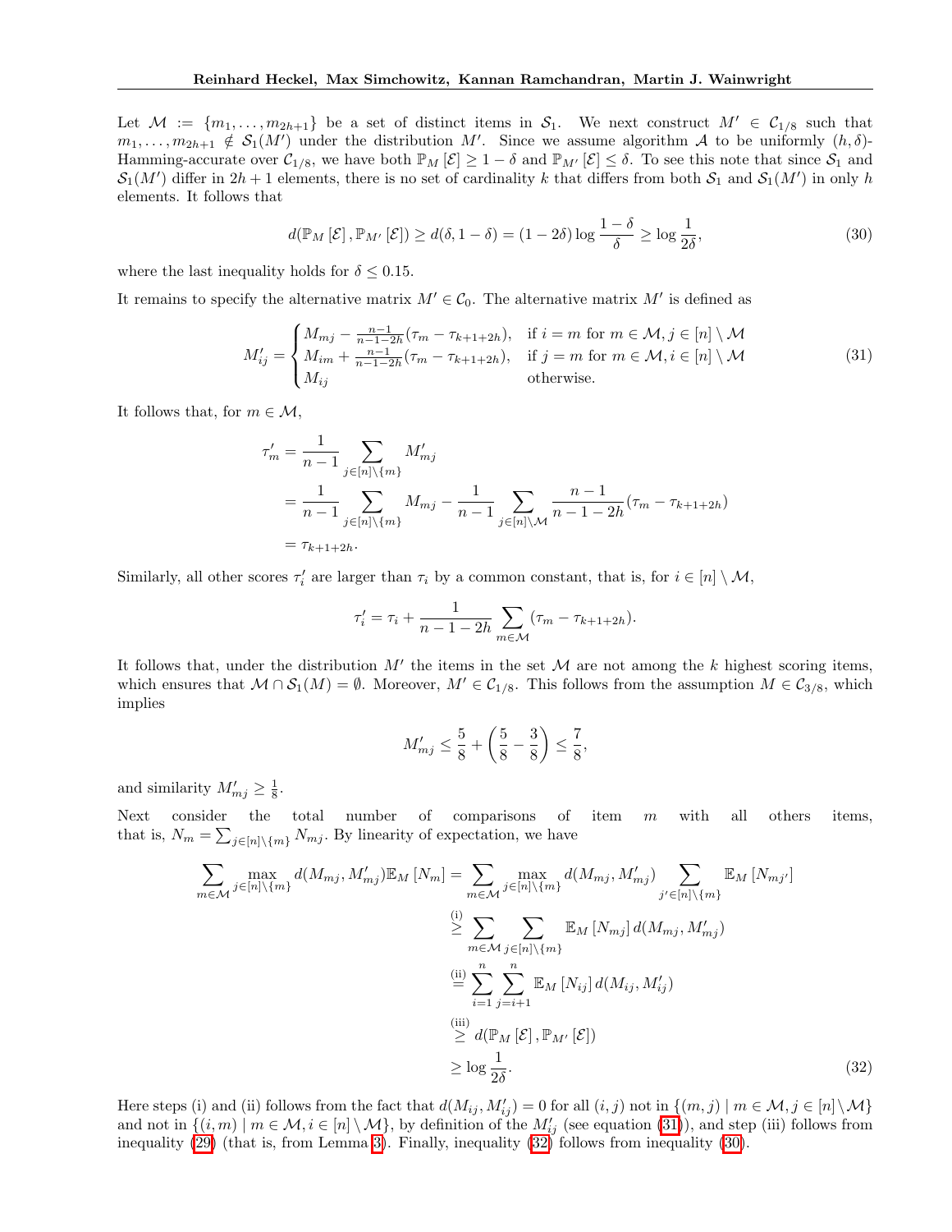Let $\mathcal{M} := \{m_1, \ldots, m_{2h+1}\}$ be a set of distinct items in $\mathcal{S}_1$. We next construct $M' \in \mathcal{C}_{1/8}$ such that $m_1, \ldots, m_{2h+1} \notin \mathcal{S}_1(M')$ under the distribution $M'$. Since we assume algorithm $\mathcal{A}$ to be uniformly $(h, \delta)$-Hamming-accurate over $\mathcal{C}_{1/8}$, we have both $\mathbb{P}_M[\mathcal{E}] \geq 1 - \delta$ and $\mathbb{P}_{M'}[\mathcal{E}] \leq \delta$. To see this note that since $\mathcal{S}_1$ and $\mathcal{S}_1(M')$ differ in $2h+1$ elements, there is no set of cardinality $k$ that differs from both $\mathcal{S}_1$ and $\mathcal{S}_1(M')$ in only $h$ elements. It follows that

$$d(\mathbb{P}_M[\mathcal{E}], \mathbb{P}_{M'}[\mathcal{E}]) \geq d(\delta, 1-\delta) = (1 - 2\delta) \log \frac{1-\delta}{\delta} \geq \log \frac{1}{2\delta}, \tag{30}$$

where the last inequality holds for $\delta \leq 0.15$.

It remains to specify the alternative matrix $M' \in \mathcal{C}_0$. The alternative matrix $M'$ is defined as

$$M'_{ij} = \begin{cases} M_{mj} - \frac{n-1}{n-1-2h}(\tau_m - \tau_{k+1+2h}), & \text{if } i = m \text{ for } m \in \mathcal{M}, j \in [n] \setminus \mathcal{M} \\ M_{im} + \frac{n-1}{n-1-2h}(\tau_m - \tau_{k+1+2h}), & \text{if } j = m \text{ for } m \in \mathcal{M}, i \in [n] \setminus \mathcal{M} \\ M_{ij} & \text{otherwise.} \end{cases} \tag{31}$$

It follows that, for $m \in \mathcal{M}$,

$$\begin{aligned} \tau'_m &= \frac{1}{n-1} \sum_{j \in [n] \setminus \{m\}} M'_{mj} \\ &= \frac{1}{n-1} \sum_{j \in [n] \setminus \{m\}} M_{mj} - \frac{1}{n-1} \sum_{j \in [n] \setminus \mathcal{M}} \frac{n-1}{n-1-2h}(\tau_m - \tau_{k+1+2h}) \\ &= \tau_{k+1+2h}. \end{aligned}$$

Similarly, all other scores $\tau'_i$ are larger than $\tau_i$ by a common constant, that is, for $i \in [n] \setminus \mathcal{M}$,

$$\tau'_i = \tau_i + \frac{1}{n-1-2h} \sum_{m \in \mathcal{M}} (\tau_m - \tau_{k+1+2h}).$$

It follows that, under the distribution $M'$ the items in the set $\mathcal{M}$ are not among the $k$ highest scoring items, which ensures that $\mathcal{M} \cap \mathcal{S}_1(M) = \emptyset$. Moreover, $M' \in \mathcal{C}_{1/8}$. This follows from the assumption $M \in \mathcal{C}_{3/8}$, which implies

$$M'_{mj} \leq \frac{5}{8} + \left(\frac{5}{8} - \frac{3}{8}\right) \leq \frac{7}{8},$$

and similarity $M'_{mj} \geq \frac{1}{8}$.

Next consider the total number of comparisons of item $m$ with all others items, that is, $N_m = \sum_{j \in [n] \setminus \{m\}} N_{mj}$. By linearity of expectation, we have

$$\begin{aligned} \sum_{m \in \mathcal{M}} \max_{j \in [n] \setminus \{m\}} d(M_{mj}, M'_{mj}) \mathbb{E}_M[N_m] &= \sum_{m \in \mathcal{M}} \max_{j \in [n] \setminus \{m\}} d(M_{mj}, M'_{mj}) \sum_{j' \in [n] \setminus \{m\}} \mathbb{E}_M[N_{mj'}] \\ &\overset{\text{(i)}}{\geq} \sum_{m \in \mathcal{M}} \sum_{j \in [n] \setminus \{m\}} \mathbb{E}_M[N_{mj}] \, d(M_{mj}, M'_{mj}) \\ &\overset{\text{(ii)}}{=} \sum_{i=1}^{n} \sum_{j=i+1}^{n} \mathbb{E}_M[N_{ij}] \, d(M_{ij}, M'_{ij}) \\ &\overset{\text{(iii)}}{\geq} d(\mathbb{P}_M[\mathcal{E}], \mathbb{P}_{M'}[\mathcal{E}]) \\ &\geq \log \frac{1}{2\delta}. \end{aligned} \tag{32}$$

Here steps (i) and (ii) follows from the fact that $d(M_{ij}, M'_{ij}) = 0$ for all $(i,j)$ not in $\{(m,j) \mid m \in \mathcal{M}, j \in [n] \setminus \mathcal{M}\}$ and not in $\{(i,m) \mid m \in \mathcal{M}, i \in [n] \setminus \mathcal{M}\}$, by definition of the $M'_{ij}$ (see equation (31)), and step (iii) follows from inequality (29) (that is, from Lemma 3). Finally, inequality (32) follows from inequality (30).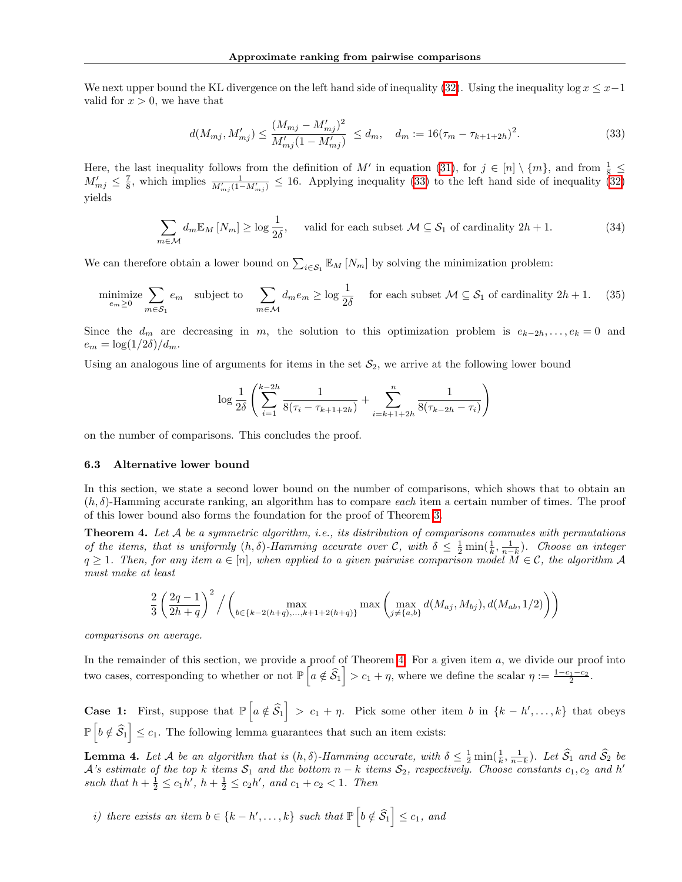We next upper bound the KL divergence on the left hand side of inequality (32). Using the inequality $\log x \leq x-1$ valid for $x > 0$, we have that

$$d(M_{mj}, M'_{mj}) \leq \frac{(M_{mj} - M'_{mj})^2}{M'_{mj}(1 - M'_{mj})} \leq d_m, \quad d_m := 16(\tau_m - \tau_{k+1+2h})^2. \tag{33}$$

Here, the last inequality follows from the definition of $M'$ in equation (31), for $j \in [n] \setminus \{m\}$, and from $\frac{1}{8} \leq M'_{mj} \leq \frac{7}{8}$, which implies $\frac{1}{M'_{mj}(1-M'_{mj})} \leq 16$. Applying inequality (33) to the left hand side of inequality (32) yields

$$\sum_{m \in \mathcal{M}} d_m \mathbb{E}_M[N_m] \geq \log \frac{1}{2\delta}, \quad \text{valid for each subset } \mathcal{M} \subseteq \mathcal{S}_1 \text{ of cardinality } 2h+1. \tag{34}$$

We can therefore obtain a lower bound on $\sum_{i \in \mathcal{S}_1} \mathbb{E}_M[N_m]$ by solving the minimization problem:

$$\underset{e_m \geq 0}{\text{minimize}} \sum_{m \in \mathcal{S}_1} e_m \quad \text{subject to} \quad \sum_{m \in \mathcal{M}} d_m e_m \geq \log \frac{1}{2\delta} \quad \text{for each subset } \mathcal{M} \subseteq \mathcal{S}_1 \text{ of cardinality } 2h+1. \tag{35}$$

Since the $d_m$ are decreasing in $m$, the solution to this optimization problem is $e_{k-2h}, \ldots, e_k = 0$ and $e_m = \log(1/2\delta)/d_m$.

Using an analogous line of arguments for items in the set $\mathcal{S}_2$, we arrive at the following lower bound

$$\log \frac{1}{2\delta} \left( \sum_{i=1}^{k-2h} \frac{1}{8(\tau_i - \tau_{k+1+2h})} + \sum_{i=k+1+2h}^{n} \frac{1}{8(\tau_{k-2h} - \tau_i)} \right)$$

on the number of comparisons. This concludes the proof.

### 6.3 Alternative lower bound

In this section, we state a second lower bound on the number of comparisons, which shows that to obtain an $(h,\delta)$-Hamming accurate ranking, an algorithm has to compare *each* item a certain number of times. The proof of this lower bound also forms the foundation for the proof of Theorem 3.

**Theorem 4.** *Let $\mathcal{A}$ be a symmetric algorithm, i.e., its distribution of comparisons commutes with permutations of the items, that is uniformly $(h,\delta)$-Hamming accurate over $\mathcal{C}$, with $\delta \leq \frac{1}{2}\min(\frac{1}{k}, \frac{1}{n-k})$. Choose an integer $q \geq 1$. Then, for any item $a \in [n]$, when applied to a given pairwise comparison model $M \in \mathcal{C}$, the algorithm $\mathcal{A}$ must make at least*

$$\frac{2}{3}\left(\frac{2q-1}{2h+q}\right)^2 \Big/ \left( \max_{b \in \{k-2(h+q), \ldots, k+1+2(h+q)\}} \max\left( \max_{j \neq \{a,b\}} d(M_{aj}, M_{bj}), d(M_{ab}, 1/2) \right) \right)$$

*comparisons on average.*

In the remainder of this section, we provide a proof of Theorem 4. For a given item $a$, we divide our proof into two cases, corresponding to whether or not $\mathbb{P}\left[a \notin \widehat{\mathcal{S}}_1\right] > c_1 + \eta$, where we define the scalar $\eta := \frac{1-c_1-c_2}{2}$.

**Case 1:** First, suppose that $\mathbb{P}\left[a \notin \widehat{\mathcal{S}}_1\right] > c_1 + \eta$. Pick some other item $b$ in $\{k-h', \ldots, k\}$ that obeys $\mathbb{P}\left[b \notin \widehat{\mathcal{S}}_1\right] \leq c_1$. The following lemma guarantees that such an item exists:

**Lemma 4.** *Let $\mathcal{A}$ be an algorithm that is $(h,\delta)$-Hamming accurate, with $\delta \leq \frac{1}{2}\min(\frac{1}{k}, \frac{1}{n-k})$. Let $\widehat{\mathcal{S}}_1$ and $\widehat{\mathcal{S}}_2$ be $\mathcal{A}$'s estimate of the top $k$ items $\mathcal{S}_1$ and the bottom $n-k$ items $\mathcal{S}_2$, respectively. Choose constants $c_1, c_2$ and $h'$ such that $h + \frac{1}{2} \leq c_1 h'$, $h + \frac{1}{2} \leq c_2 h'$, and $c_1 + c_2 < 1$. Then*

*i) there exists an item $b \in \{k-h', \ldots, k\}$ such that $\mathbb{P}\left[b \notin \widehat{\mathcal{S}}_1\right] \leq c_1$, and*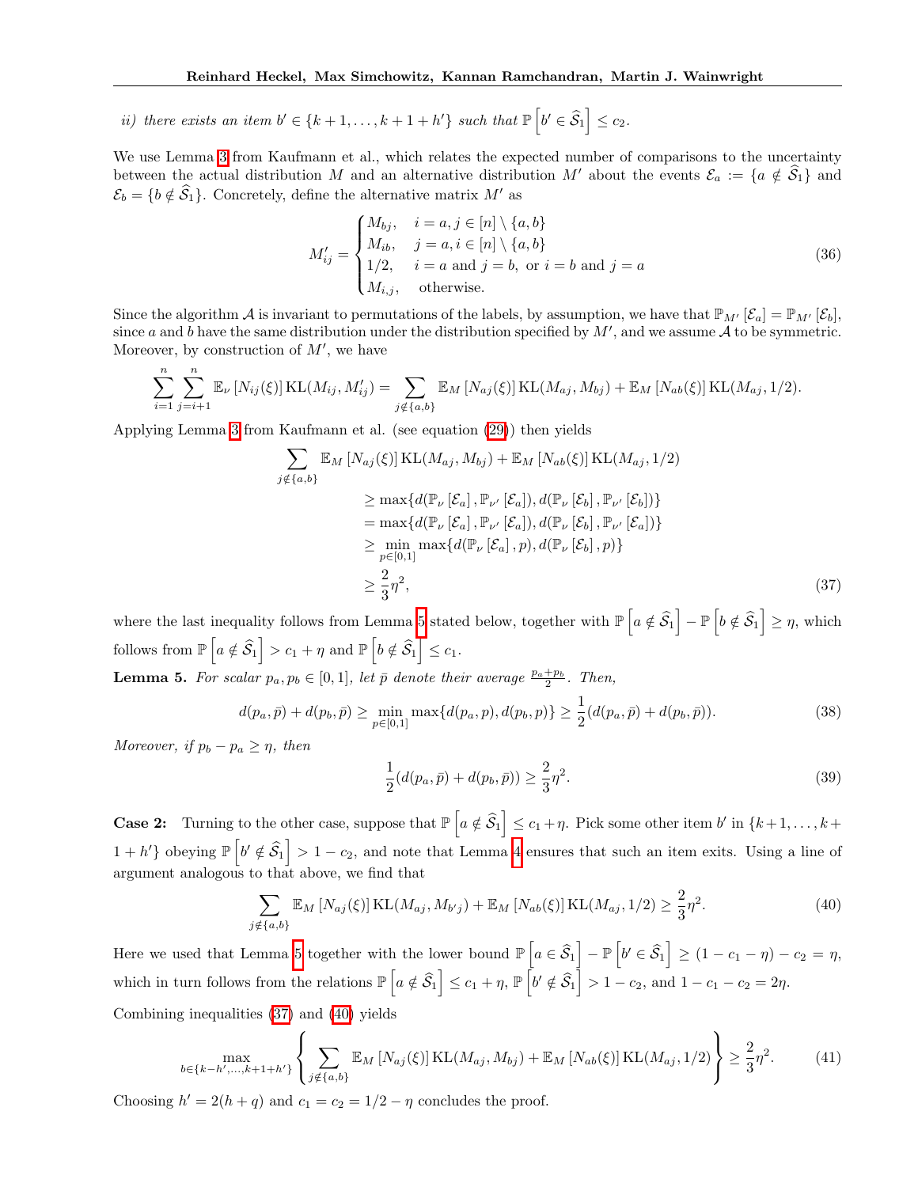*ii) there exists an item $b' \in \{k+1, \ldots, k+1+h'\}$ such that $\mathbb{P}\left[b' \in \widehat{\mathcal{S}}_1\right] \leq c_2$.*

We use Lemma 3 from Kaufmann et al., which relates the expected number of comparisons to the uncertainty between the actual distribution $M$ and an alternative distribution $M'$ about the events $\mathcal{E}_a := \{a \notin \widehat{\mathcal{S}}_1\}$ and $\mathcal{E}_b = \{b \notin \widehat{\mathcal{S}}_1\}$. Concretely, define the alternative matrix $M'$ as

$$M'_{ij} = \begin{cases} M_{bj}, & i = a, j \in [n] \setminus \{a, b\} \\ M_{ib}, & j = a, i \in [n] \setminus \{a, b\} \\ 1/2, & i = a \text{ and } j = b, \text{ or } i = b \text{ and } j = a \\ M_{i,j}, & \text{otherwise.} \end{cases} \tag{36}$$

Since the algorithm $\mathcal{A}$ is invariant to permutations of the labels, by assumption, we have that $\mathbb{P}_{M'}[\mathcal{E}_a] = \mathbb{P}_{M'}[\mathcal{E}_b]$, since $a$ and $b$ have the same distribution under the distribution specified by $M'$, and we assume $\mathcal{A}$ to be symmetric. Moreover, by construction of $M'$, we have

$$\sum_{i=1}^{n} \sum_{j=i+1}^{n} \mathbb{E}_{\nu}[N_{ij}(\xi)] \operatorname{KL}(M_{ij}, M'_{ij}) = \sum_{j \notin \{a,b\}} \mathbb{E}_M[N_{aj}(\xi)] \operatorname{KL}(M_{aj}, M_{bj}) + \mathbb{E}_M[N_{ab}(\xi)] \operatorname{KL}(M_{aj}, 1/2).$$

Applying Lemma 3 from Kaufmann et al. (see equation (29)) then yields

$$\begin{aligned}
\sum_{j \notin \{a,b\}} \mathbb{E}_M[N_{aj}(\xi)] \operatorname{KL}(M_{aj}, M_{bj}) &+ \mathbb{E}_M[N_{ab}(\xi)] \operatorname{KL}(M_{aj}, 1/2) \\
&\geq \max\{d(\mathbb{P}_{\nu}[\mathcal{E}_a], \mathbb{P}_{\nu'}[\mathcal{E}_a]), d(\mathbb{P}_{\nu}[\mathcal{E}_b], \mathbb{P}_{\nu'}[\mathcal{E}_b])\} \\
&= \max\{d(\mathbb{P}_{\nu}[\mathcal{E}_a], \mathbb{P}_{\nu'}[\mathcal{E}_a]), d(\mathbb{P}_{\nu}[\mathcal{E}_b], \mathbb{P}_{\nu'}[\mathcal{E}_a])\} \\
&\geq \min_{p \in [0,1]} \max\{d(\mathbb{P}_{\nu}[\mathcal{E}_a], p), d(\mathbb{P}_{\nu}[\mathcal{E}_b], p)\} \\
&\geq \frac{2}{3}\eta^2,
\end{aligned} \tag{37}$$

where the last inequality follows from Lemma 5 stated below, together with $\mathbb{P}\left[a \notin \widehat{\mathcal{S}}_1\right] - \mathbb{P}\left[b \notin \widehat{\mathcal{S}}_1\right] \geq \eta$, which follows from $\mathbb{P}\left[a \notin \widehat{\mathcal{S}}_1\right] > c_1 + \eta$ and $\mathbb{P}\left[b \notin \widehat{\mathcal{S}}_1\right] \leq c_1$.

**Lemma 5.** *For scalar $p_a, p_b \in [0,1]$, let $\bar{p}$ denote their average $\frac{p_a + p_b}{2}$. Then,*

$$d(p_a, \bar{p}) + d(p_b, \bar{p}) \geq \min_{p \in [0,1]} \max\{d(p_a, p), d(p_b, p)\} \geq \frac{1}{2}(d(p_a, \bar{p}) + d(p_b, \bar{p})). \tag{38}$$

*Moreover, if $p_b - p_a \geq \eta$, then*

$$\frac{1}{2}(d(p_a, \bar{p}) + d(p_b, \bar{p})) \geq \frac{2}{3}\eta^2. \tag{39}$$

**Case 2:** Turning to the other case, suppose that $\mathbb{P}\left[a \notin \widehat{\mathcal{S}}_1\right] \leq c_1 + \eta$. Pick some other item $b'$ in $\{k+1, \ldots, k+1+h'\}$ obeying $\mathbb{P}\left[b' \notin \widehat{\mathcal{S}}_1\right] > 1 - c_2$, and note that Lemma 4 ensures that such an item exits. Using a line of argument analogous to that above, we find that

$$\sum_{j \notin \{a,b\}} \mathbb{E}_M[N_{aj}(\xi)] \operatorname{KL}(M_{aj}, M_{b'j}) + \mathbb{E}_M[N_{ab}(\xi)] \operatorname{KL}(M_{aj}, 1/2) \geq \frac{2}{3}\eta^2. \tag{40}$$

Here we used that Lemma 5 together with the lower bound $\mathbb{P}\left[a \in \widehat{\mathcal{S}}_1\right] - \mathbb{P}\left[b' \in \widehat{\mathcal{S}}_1\right] \geq (1 - c_1 - \eta) - c_2 = \eta$, which in turn follows from the relations $\mathbb{P}\left[a \notin \widehat{\mathcal{S}}_1\right] \leq c_1 + \eta$, $\mathbb{P}\left[b' \notin \widehat{\mathcal{S}}_1\right] > 1 - c_2$, and $1 - c_1 - c_2 = 2\eta$.

Combining inequalities (37) and (40) yields

$$\max_{b \in \{k-h', \ldots, k+1+h'\}} \left\{ \sum_{j \notin \{a,b\}} \mathbb{E}_M[N_{aj}(\xi)] \operatorname{KL}(M_{aj}, M_{bj}) + \mathbb{E}_M[N_{ab}(\xi)] \operatorname{KL}(M_{aj}, 1/2) \right\} \geq \frac{2}{3}\eta^2. \tag{41}$$

Choosing $h' = 2(h+q)$ and $c_1 = c_2 = 1/2 - \eta$ concludes the proof.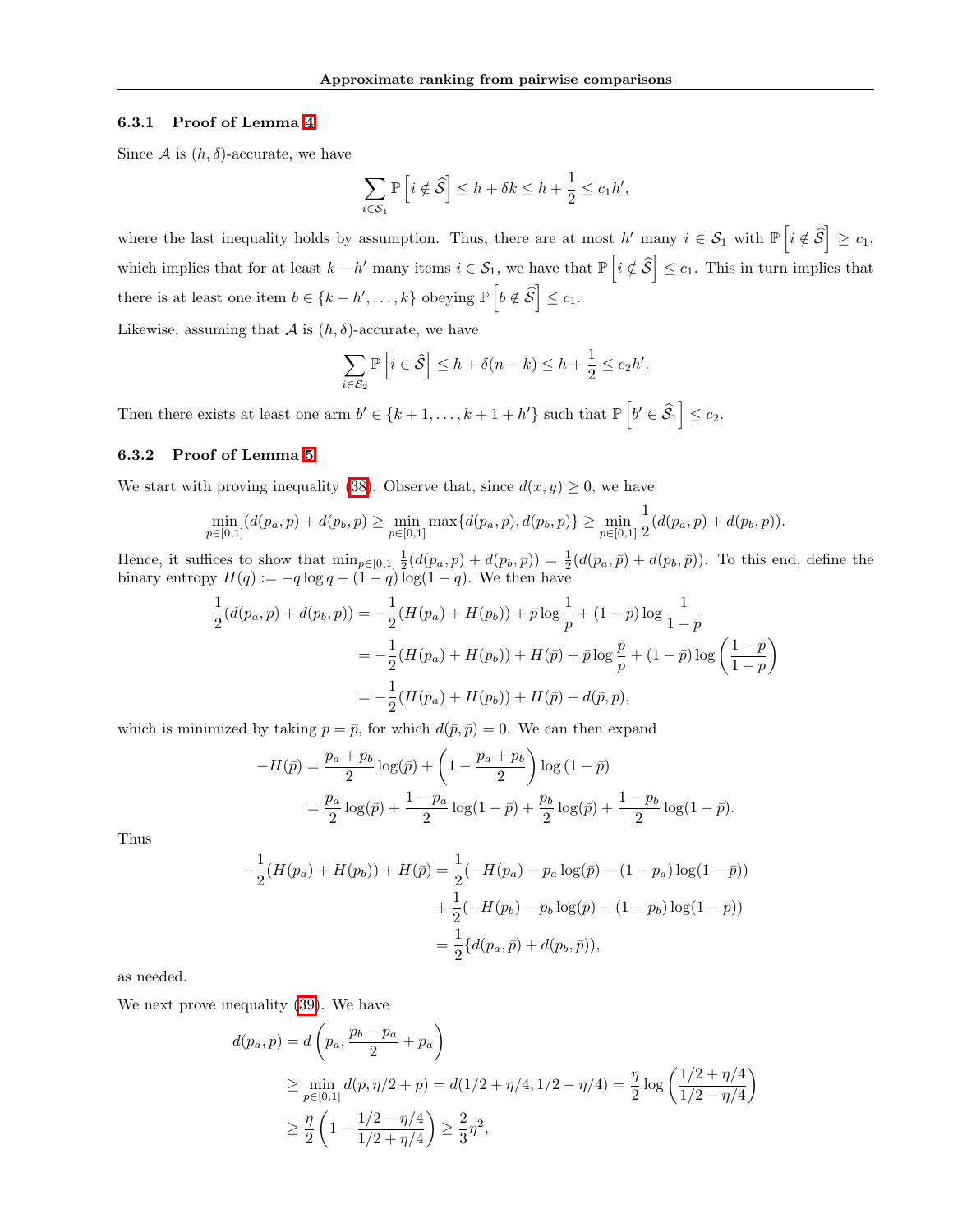#### 6.3.1 Proof of Lemma 4

Since $\mathcal{A}$ is $(h, \delta)$-accurate, we have

$$\sum_{i \in \mathcal{S}_1} \mathbb{P}\left[i \notin \widehat{\mathcal{S}}\right] \leq h + \delta k \leq h + \frac{1}{2} \leq c_1 h',$$

where the last inequality holds by assumption. Thus, there are at most $h'$ many $i \in \mathcal{S}_1$ with $\mathbb{P}\left[i \notin \widehat{\mathcal{S}}\right] \geq c_1$, which implies that for at least $k - h'$ many items $i \in \mathcal{S}_1$, we have that $\mathbb{P}\left[i \notin \widehat{\mathcal{S}}\right] \leq c_1$. This in turn implies that there is at least one item $b \in \{k - h', \ldots, k\}$ obeying $\mathbb{P}\left[b \notin \widehat{\mathcal{S}}\right] \leq c_1$.

Likewise, assuming that $\mathcal{A}$ is $(h, \delta)$-accurate, we have

$$\sum_{i \in \mathcal{S}_2} \mathbb{P}\left[i \in \widehat{\mathcal{S}}\right] \leq h + \delta(n - k) \leq h + \frac{1}{2} \leq c_2 h'.$$

Then there exists at least one arm $b' \in \{k+1, \ldots, k+1+h'\}$ such that $\mathbb{P}\left[b' \in \widehat{\mathcal{S}}_1\right] \leq c_2$.

#### 6.3.2 Proof of Lemma 5

We start with proving inequality (38). Observe that, since $d(x, y) \geq 0$, we have

$$\min_{p \in [0,1]} (d(p_a, p) + d(p_b, p) \geq \min_{p \in [0,1]} \max\{d(p_a, p), d(p_b, p)\} \geq \min_{p \in [0,1]} \frac{1}{2}(d(p_a, p) + d(p_b, p)).$$

Hence, it suffices to show that $\min_{p \in [0,1]} \frac{1}{2}(d(p_a, p) + d(p_b, p)) = \frac{1}{2}(d(p_a, \bar{p}) + d(p_b, \bar{p}))$. To this end, define the binary entropy $H(q) := -q \log q - (1-q) \log(1-q)$. We then have

$$\begin{aligned}
\frac{1}{2}(d(p_a, p) + d(p_b, p)) &= -\frac{1}{2}(H(p_a) + H(p_b)) + \bar{p} \log \frac{1}{p} + (1 - \bar{p}) \log \frac{1}{1-p} \\
&= -\frac{1}{2}(H(p_a) + H(p_b)) + H(\bar{p}) + \bar{p} \log \frac{\bar{p}}{p} + (1 - \bar{p}) \log \left( \frac{1 - \bar{p}}{1 - p} \right) \\
&= -\frac{1}{2}(H(p_a) + H(p_b)) + H(\bar{p}) + d(\bar{p}, p),
\end{aligned}$$

which is minimized by taking $p = \bar{p}$, for which $d(\bar{p}, \bar{p}) = 0$. We can then expand

$$\begin{aligned}
-H(\bar{p}) &= \frac{p_a + p_b}{2} \log(\bar{p}) + \left(1 - \frac{p_a + p_b}{2}\right) \log(1 - \bar{p}) \\
&= \frac{p_a}{2} \log(\bar{p}) + \frac{1 - p_a}{2} \log(1 - \bar{p}) + \frac{p_b}{2} \log(\bar{p}) + \frac{1 - p_b}{2} \log(1 - \bar{p}).
\end{aligned}$$

Thus

$$\begin{aligned}
-\frac{1}{2}(H(p_a) + H(p_b)) + H(\bar{p}) &= \frac{1}{2}(-H(p_a) - p_a \log(\bar{p}) - (1 - p_a) \log(1 - \bar{p})) \\
&\quad + \frac{1}{2}(-H(p_b) - p_b \log(\bar{p}) - (1 - p_b) \log(1 - \bar{p})) \\
&= \frac{1}{2}\{d(p_a, \bar{p}) + d(p_b, \bar{p})),
\end{aligned}$$

as needed.

We next prove inequality (39). We have

$$\begin{aligned}
d(p_a, \bar{p}) &= d\left(p_a, \frac{p_b - p_a}{2} + p_a\right) \\
&\geq \min_{p \in [0,1]} d(p, \eta/2 + p) = d(1/2 + \eta/4, 1/2 - \eta/4) = \frac{\eta}{2} \log \left( \frac{1/2 + \eta/4}{1/2 - \eta/4} \right) \\
&\geq \frac{\eta}{2} \left( 1 - \frac{1/2 - \eta/4}{1/2 + \eta/4} \right) \geq \frac{2}{3} \eta^2,
\end{aligned}$$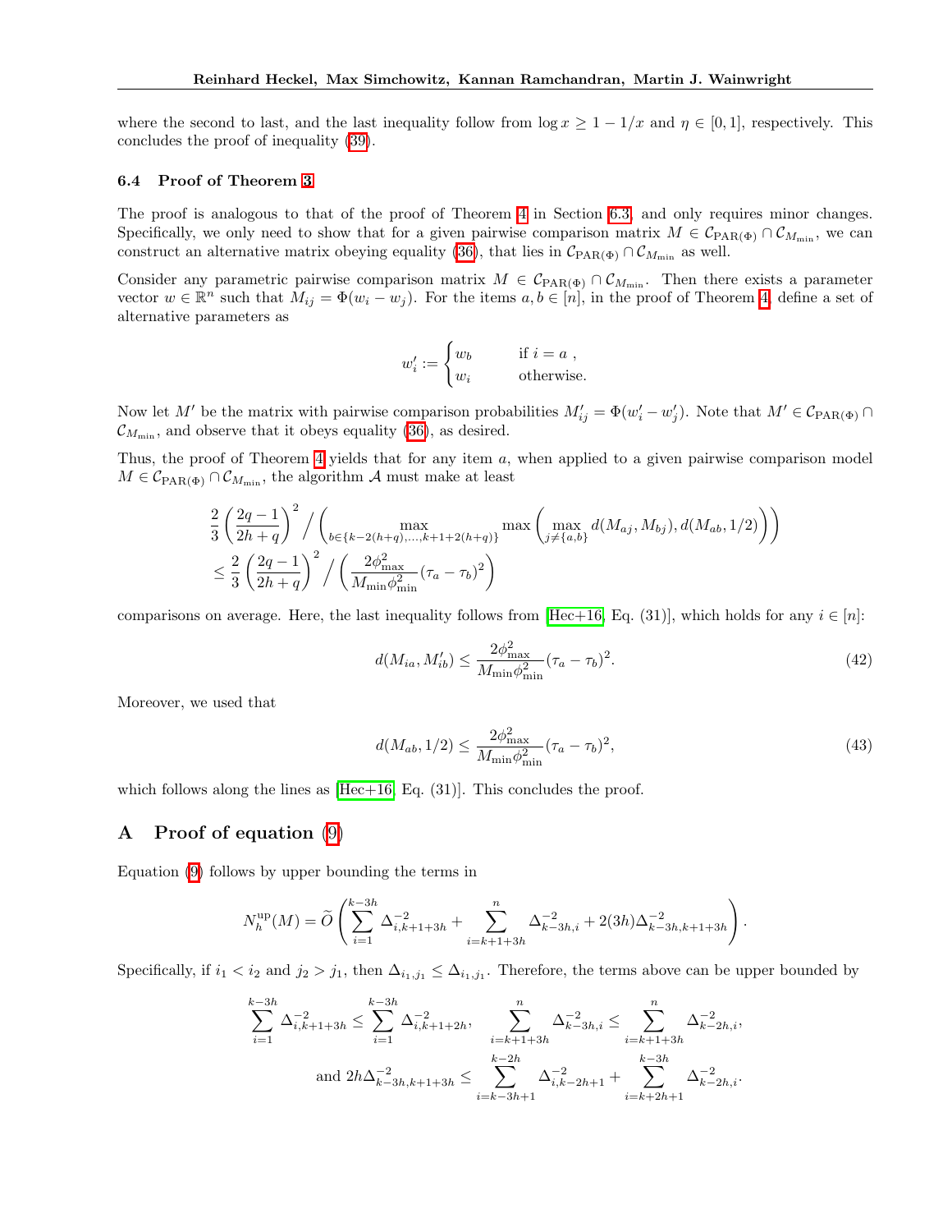where the second to last, and the last inequality follow from $\log x \geq 1 - 1/x$ and $\eta \in [0,1]$, respectively. This concludes the proof of inequality (39).

### 6.4 Proof of Theorem 3

The proof is analogous to that of the proof of Theorem 4 in Section 6.3, and only requires minor changes. Specifically, we only need to show that for a given pairwise comparison matrix $M \in \mathcal{C}_{\mathrm{PAR}(\Phi)} \cap \mathcal{C}_{M_{\min}}$, we can construct an alternative matrix obeying equality (36), that lies in $\mathcal{C}_{\mathrm{PAR}(\Phi)} \cap \mathcal{C}_{M_{\min}}$ as well.

Consider any parametric pairwise comparison matrix $M \in \mathcal{C}_{\mathrm{PAR}(\Phi)} \cap \mathcal{C}_{M_{\min}}$. Then there exists a parameter vector $w \in \mathbb{R}^n$ such that $M_{ij} = \Phi(w_i - w_j)$. For the items $a, b \in [n]$, in the proof of Theorem 4, define a set of alternative parameters as

$$
w_i' := \begin{cases} w_b & \text{if } i = a \ , \\ w_i & \text{otherwise.} \end{cases}
$$

Now let $M'$ be the matrix with pairwise comparison probabilities $M'_{ij} = \Phi(w'_i - w'_j)$. Note that $M' \in \mathcal{C}_{\mathrm{PAR}(\Phi)} \cap \mathcal{C}_{M_{\min}}$, and observe that it obeys equality (36), as desired.

Thus, the proof of Theorem 4 yields that for any item $a$, when applied to a given pairwise comparison model $M \in \mathcal{C}_{\mathrm{PAR}(\Phi)} \cap \mathcal{C}_{M_{\min}}$, the algorithm $\mathcal{A}$ must make at least

$$
\begin{aligned}
&\frac{2}{3}\left(\frac{2q-1}{2h+q}\right)^2 \Bigg/ \left( \max_{b \in \{k-2(h+q),\ldots,k+1+2(h+q)\}} \max\left( \max_{j \neq \{a,b\}} d(M_{aj}, M_{bj}), d(M_{ab}, 1/2) \right)\right) \\
&\leq \frac{2}{3}\left(\frac{2q-1}{2h+q}\right)^2 \Bigg/ \left( \frac{2\phi_{\max}^2}{M_{\min}\phi_{\min}^2}(\tau_a - \tau_b)^2 \right)
\end{aligned}
$$

comparisons on average. Here, the last inequality follows from [Hec+16, Eq. (31)], which holds for any $i \in [n]$:

$$
d(M_{ia}, M'_{ib}) \leq \frac{2\phi_{\max}^2}{M_{\min}\phi_{\min}^2}(\tau_a - \tau_b)^2. \tag{42}
$$

Moreover, we used that

$$
d(M_{ab}, 1/2) \leq \frac{2\phi_{\max}^2}{M_{\min}\phi_{\min}^2}(\tau_a - \tau_b)^2, \tag{43}
$$

which follows along the lines as [Hec+16, Eq. (31)]. This concludes the proof.

## A Proof of equation (9)

Equation (9) follows by upper bounding the terms in

$$
N_h^{\mathrm{up}}(M) = \widetilde{O}\left( \sum_{i=1}^{k-3h} \Delta_{i,k+1+3h}^{-2} + \sum_{i=k+1+3h}^{n} \Delta_{k-3h,i}^{-2} + 2(3h)\Delta_{k-3h,k+1+3h}^{-2} \right).
$$

Specifically, if $i_1 < i_2$ and $j_2 > j_1$, then $\Delta_{i_1,j_1} \leq \Delta_{i_1,j_1}$. Therefore, the terms above can be upper bounded by

$$
\sum_{i=1}^{k-3h} \Delta_{i,k+1+3h}^{-2} \leq \sum_{i=1}^{k-3h} \Delta_{i,k+1+2h}^{-2}, \quad \sum_{i=k+1+3h}^{n} \Delta_{k-3h,i}^{-2} \leq \sum_{i=k+1+3h}^{n} \Delta_{k-2h,i}^{-2},
$$

$$
\text{and } 2h\Delta_{k-3h,k+1+3h}^{-2} \leq \sum_{i=k-3h+1}^{k-2h} \Delta_{i,k-2h+1}^{-2} + \sum_{i=k+2h+1}^{k-3h} \Delta_{k-2h,i}^{-2}.
$$